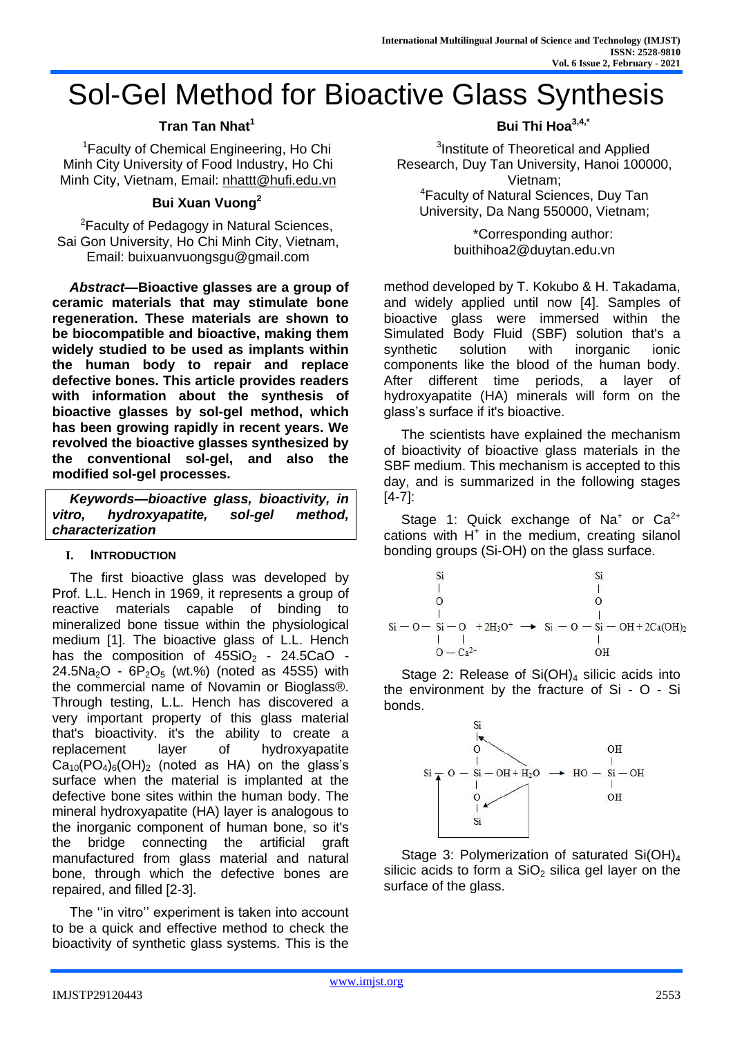# Sol-Gel Method for Bioactive Glass Synthesis

**Tran Tan Nhat[1]**

[1]Faculty of Chemical Engineering, Ho Chi Minh City University of Food Industry, Ho Chi Minh City, Vietnam, Email: nhattt@hufi.edu.vn

**Bui Xuan Vuong[2]**

[2]Faculty of Pedagogy in Natural Sciences, Sai Gon University, Ho Chi Minh City, Vietnam, Email: buixuanvuongsgu@gmail.com

**Bui Thi Hoa[3,4,*]**

[3]Institute of Theoretical and Applied Research, Duy Tan University, Hanoi 100000, Vietnam;
[4]Faculty of Natural Sciences, Duy Tan University, Da Nang 550000, Vietnam;

*Corresponding author: buithihoa2@duytan.edu.vn

***Abstract*—Bioactive glasses are a group of ceramic materials that may stimulate bone regeneration. These materials are shown to be biocompatible and bioactive, making them widely studied to be used as implants within the human body to repair and replace defective bones. This article provides readers with information about the synthesis of bioactive glasses by sol-gel method, which has been growing rapidly in recent years. We revolved the bioactive glasses synthesized by the conventional sol-gel, and also the modified sol-gel processes.**

***Keywords—bioactive glass, bioactivity, in vitro, hydroxyapatite, sol-gel method, characterization***

## I. INTRODUCTION

The first bioactive glass was developed by Prof. L.L. Hench in 1969, it represents a group of reactive materials capable of binding to mineralized bone tissue within the physiological medium [1]. The bioactive glass of L.L. Hench has the composition of $45SiO_2$ - $24.5CaO$ - $24.5Na_2O$ - $6P_2O_5$ (wt.%) (noted as 45S5) with the commercial name of Novamin or Bioglass®. Through testing, L.L. Hench has discovered a very important property of this glass material that's bioactivity. it's the ability to create a replacement layer of hydroxyapatite $Ca_{10}(PO_4)_6(OH)_2$ (noted as HA) on the glass's surface when the material is implanted at the defective bone sites within the human body. The mineral hydroxyapatite (HA) layer is analogous to the inorganic component of human bone, so it's the bridge connecting the artificial graft manufactured from glass material and natural bone, through which the defective bones are repaired, and filled [2-3].

The ''in vitro'' experiment is taken into account to be a quick and effective method to check the bioactivity of synthetic glass systems. This is the method developed by T. Kokubo & H. Takadama, and widely applied until now [4]. Samples of bioactive glass were immersed within the Simulated Body Fluid (SBF) solution that's a synthetic solution with inorganic ionic components like the blood of the human body. After different time periods, a layer of hydroxyapatite (HA) minerals will form on the glass's surface if it's bioactive.

The scientists have explained the mechanism of bioactivity of bioactive glass materials in the SBF medium. This mechanism is accepted to this day, and is summarized in the following stages [4-7]:

Stage 1: Quick exchange of $Na^+$ or $Ca^{2+}$ cations with $H^+$ in the medium, creating silanol bonding groups (Si-OH) on the glass surface.

$$\text{Si}-\text{O}-\text{Si}(-\text{O}-\text{Si})(-\text{O}-\text{Ca}^{2+})-\text{O} + 2\text{H}_3\text{O}^+ \rightarrow \text{Si}-\text{O}-\text{Si}(-\text{O}-\text{Si})(-\text{OH})-\text{OH} + 2\text{Ca(OH)}_2$$

Stage 2: Release of $Si(OH)_4$ silicic acids into the environment by the fracture of Si - O - Si bonds.

$$\text{Si}-\text{O}-\text{Si}(-\text{O}-\text{Si})(-\text{O}-\text{Si})-\text{OH} + \text{H}_2\text{O} \rightarrow \text{HO}-\text{Si}(\text{OH})(\text{OH})-\text{OH}$$

Stage 3: Polymerization of saturated $Si(OH)_4$ silicic acids to form a $SiO_2$ silica gel layer on the surface of the glass.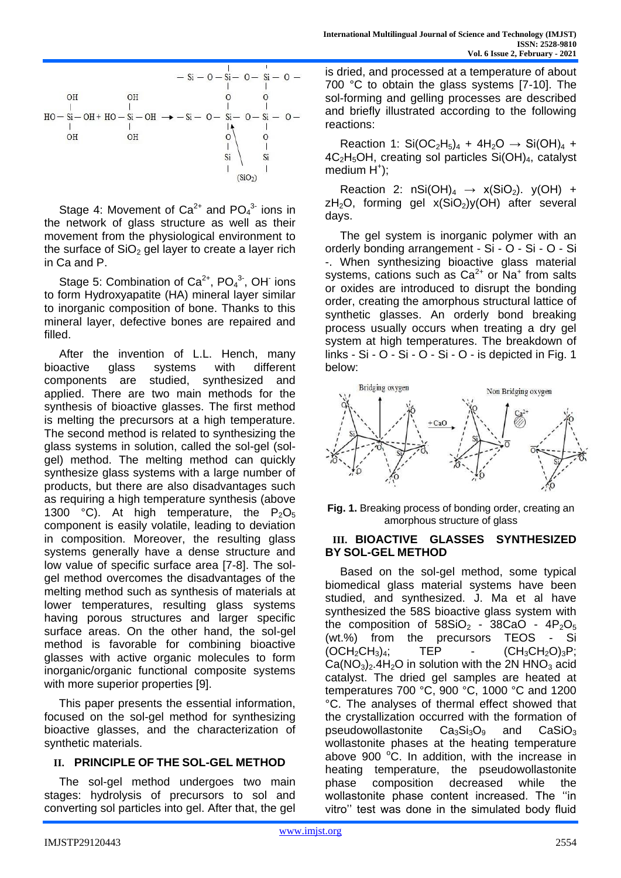Stage 4: Movement of $Ca^{2+}$ and $PO_4^{3-}$ ions in the network of glass structure as well as their movement from the physiological environment to the surface of $SiO_2$ gel layer to create a layer rich in Ca and P.

Stage 5: Combination of $Ca^{2+}$, $PO_4^{3-}$, $OH^-$ ions to form Hydroxyapatite (HA) mineral layer similar to inorganic composition of bone. Thanks to this mineral layer, defective bones are repaired and filled.

After the invention of L.L. Hench, many bioactive glass systems with different components are studied, synthesized and applied. There are two main methods for the synthesis of bioactive glasses. The first method is melting the precursors at a high temperature. The second method is related to synthesizing the glass systems in solution, called the sol-gel (sol-gel) method. The melting method can quickly synthesize glass systems with a large number of products, but there are also disadvantages such as requiring a high temperature synthesis (above 1300 °C). At high temperature, the $P_2O_5$ component is easily volatile, leading to deviation in composition. Moreover, the resulting glass systems generally have a dense structure and low value of specific surface area [7-8]. The sol-gel method overcomes the disadvantages of the melting method such as synthesis of materials at lower temperatures, resulting glass systems having porous structures and larger specific surface areas. On the other hand, the sol-gel method is favorable for combining bioactive glasses with active organic molecules to form inorganic/organic functional composite systems with more superior properties [9].

This paper presents the essential information, focused on the sol-gel method for synthesizing bioactive glasses, and the characterization of synthetic materials.

## II. PRINCIPLE OF THE SOL-GEL METHOD

The sol-gel method undergoes two main stages: hydrolysis of precursors to sol and converting sol particles into gel. After that, the gel is dried, and processed at a temperature of about 700 °C to obtain the glass systems [7-10]. The sol-forming and gelling processes are described and briefly illustrated according to the following reactions:

Reaction 1: $Si(OC_2H_5)_4 + 4H_2O \rightarrow Si(OH)_4 + 4C_2H_5OH$, creating sol particles $Si(OH)_4$, catalyst medium $H^+$);

Reaction 2: $nSi(OH)_4 \rightarrow x(SiO_2).\ y(OH) + zH_2O$, forming gel $x(SiO_2)y(OH)$ after several days.

The gel system is inorganic polymer with an orderly bonding arrangement - Si - O - Si - O - Si -. When synthesizing bioactive glass material systems, cations such as $Ca^{2+}$ or $Na^+$ from salts or oxides are introduced to disrupt the bonding order, creating the amorphous structural lattice of synthetic glasses. An orderly bond breaking process usually occurs when treating a dry gel system at high temperatures. The breakdown of links - Si - O - Si - O - Si - O - is depicted in Fig. 1 below:

**Fig. 1.** Breaking process of bonding order, creating an amorphous structure of glass

## III. BIOACTIVE GLASSES SYNTHESIZED BY SOL-GEL METHOD

Based on the sol-gel method, some typical biomedical glass material systems have been studied, and synthesized. J. Ma et al have synthesized the 58S bioactive glass system with the composition of $58SiO_2$ - $38CaO$ - $4P_2O_5$ (wt.%) from the precursors TEOS - $Si(OCH_2CH_3)_4$; TEP - $(CH_3CH_2O)_3P$; $Ca(NO_3)_2.4H_2O$ in solution with the 2N $HNO_3$ acid catalyst. The dried gel samples are heated at temperatures 700 °C, 900 °C, 1000 °C and 1200 °C. The analyses of thermal effect showed that the crystallization occurred with the formation of pseudowollastonite $Ca_3Si_3O_9$ and $CaSiO_3$ wollastonite phases at the heating temperature above 900 $^oC$. In addition, with the increase in heating temperature, the pseudowollastonite phase composition decreased while the wollastonite phase content increased. The ''in vitro'' test was done in the simulated body fluid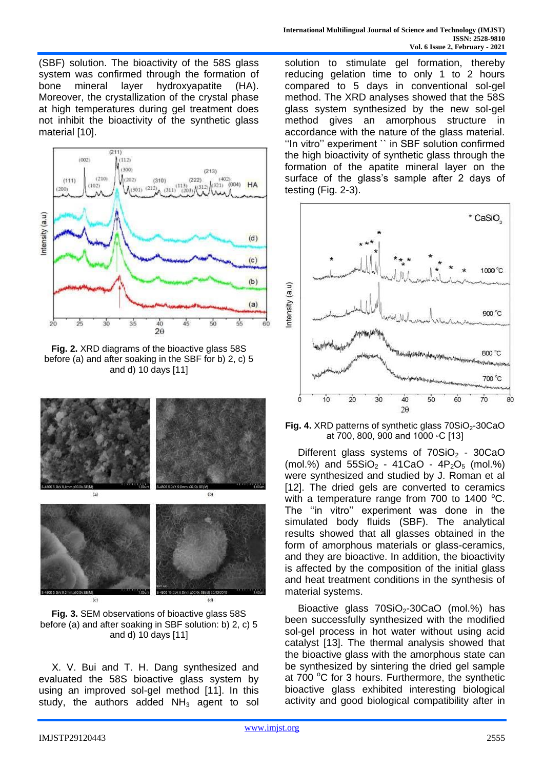(SBF) solution. The bioactivity of the 58S glass system was confirmed through the formation of bone mineral layer hydroxyapatite (HA). Moreover, the crystallization of the crystal phase at high temperatures during gel treatment does not inhibit the bioactivity of the synthetic glass material [10].

**Fig. 2.** XRD diagrams of the bioactive glass 58S before (a) and after soaking in the SBF for b) 2, c) 5 and d) 10 days [11]

**Fig. 3.** SEM observations of bioactive glass 58S before (a) and after soaking in SBF solution: b) 2, c) 5 and d) 10 days [11]

X. V. Bui and T. H. Dang synthesized and evaluated the 58S bioactive glass system by using an improved sol-gel method [11]. In this study, the authors added $NH_3$ agent to sol solution to stimulate gel formation, thereby reducing gelation time to only 1 to 2 hours compared to 5 days in conventional sol-gel method. The XRD analyses showed that the 58S glass system synthesized by the new sol-gel method gives an amorphous structure in accordance with the nature of the glass material. ''In vitro'' experiment in SBF solution confirmed the high bioactivity of synthetic glass through the formation of the apatite mineral layer on the surface of the glass's sample after 2 days of testing (Fig. 2-3).

**Fig. 4.** XRD patterns of synthetic glass $70SiO_2$-30CaO at 700, 800, 900 and 1000 °C [13]

Different glass systems of $70SiO_2$ - 30CaO (mol.%) and $55SiO_2$ - 41CaO - $4P_2O_5$ (mol.%) were synthesized and studied by J. Roman et al [12]. The dried gels are converted to ceramics with a temperature range from 700 to 1400 $^oC$. The ''in vitro'' experiment was done in the simulated body fluids (SBF). The analytical results showed that all glasses obtained in the form of amorphous materials or glass-ceramics, and they are bioactive. In addition, the bioactivity is affected by the composition of the initial glass and heat treatment conditions in the synthesis of material systems.

Bioactive glass $70SiO_2$-30CaO (mol.%) has been successfully synthesized with the modified sol-gel process in hot water without using acid catalyst [13]. The thermal analysis showed that the bioactive glass with the amorphous state can be synthesized by sintering the dried gel sample at 700 $^oC$ for 3 hours. Furthermore, the synthetic bioactive glass exhibited interesting biological activity and good biological compatibility after in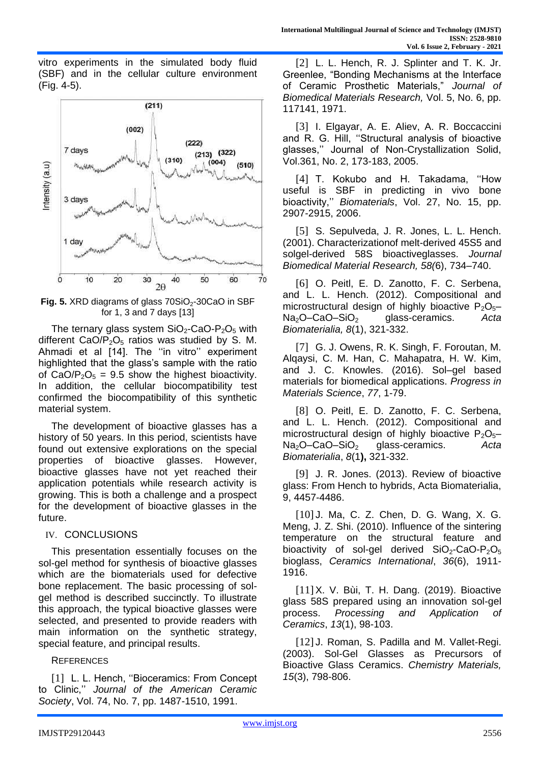vitro experiments in the simulated body fluid (SBF) and in the cellular culture environment (Fig. 4-5).

**Fig. 5.** XRD diagrams of glass $70SiO_2$-30CaO in SBF for 1, 3 and 7 days [13]

The ternary glass system $SiO_2$-CaO-$P_2O_5$ with different CaO/$P_2O_5$ ratios was studied by S. M. Ahmadi et al [14]. The ''in vitro'' experiment highlighted that the glass's sample with the ratio of CaO/$P_2O_5$ = 9.5 show the highest bioactivity. In addition, the cellular biocompatibility test confirmed the biocompatibility of this synthetic material system.

The development of bioactive glasses has a history of 50 years. In this period, scientists have found out extensive explorations on the special properties of bioactive glasses. However, bioactive glasses have not yet reached their application potentials while research activity is growing. This is both a challenge and a prospect for the development of bioactive glasses in the future.

## IV. CONCLUSIONS

This presentation essentially focuses on the sol-gel method for synthesis of bioactive glasses which are the biomaterials used for defective bone replacement. The basic processing of sol-gel method is described succinctly. To illustrate this approach, the typical bioactive glasses were selected, and presented to provide readers with main information on the synthetic strategy, special feature, and principal results.

## REFERENCES

[1] L. L. Hench, ''Bioceramics: From Concept to Clinic,'' *Journal of the American Ceramic Society*, Vol. 74, No. 7, pp. 1487-1510, 1991.

[2] L. L. Hench, R. J. Splinter and T. K. Jr. Greenlee, "Bonding Mechanisms at the Interface of Ceramic Prosthetic Materials," *Journal of Biomedical Materials Research,* Vol. 5, No. 6, pp. 117141, 1971.

[3] I. Elgayar, A. E. Aliev, A. R. Boccaccini and R. G. Hill, ''Structural analysis of bioactive glasses,'' Journal of Non-Crystallization Solid, Vol.361, No. 2, 173-183, 2005.

[4] T. Kokubo and H. Takadama, ''How useful is SBF in predicting in vivo bone bioactivity,'' *Biomaterials*, Vol. 27, No. 15, pp. 2907-2915, 2006.

[5] S. Sepulveda, J. R. Jones, L. L. Hench. (2001). Characterizationof melt-derived 45S5 and solgel-derived 58S bioactiveglasses. *Journal Biomedical Material Research, 58(*6), 734–740.

[6] O. Peitl, E. D. Zanotto, F. C. Serbena, and L. L. Hench. (2012). Compositional and microstructural design of highly bioactive $P_2O_5$–$Na_2O$–CaO–$SiO_2$ glass-ceramics. *Acta Biomaterialia, 8*(1), 321-332.

[7] G. J. Owens, R. K. Singh, F. Foroutan, M. Alqaysi, C. M. Han, C. Mahapatra, H. W. Kim, and J. C. Knowles. (2016). Sol–gel based materials for biomedical applications. *Progress in Materials Science*, *77*, 1-79.

[8] O. Peitl, E. D. Zanotto, F. C. Serbena, and L. L. Hench. (2012). Compositional and microstructural design of highly bioactive $P_2O_5$–$Na_2O$–CaO–$SiO_2$ glass-ceramics. *Acta Biomaterialia*, *8*(1**),** 321-332.

[9] J. R. Jones. (2013). Review of bioactive glass: From Hench to hybrids, Acta Biomaterialia, 9, 4457-4486.

[10] J. Ma, C. Z. Chen, D. G. Wang, X. G. Meng, J. Z. Shi. (2010). Influence of the sintering temperature on the structural feature and bioactivity of sol-gel derived $SiO_2$-CaO-$P_2O_5$ bioglass, *Ceramics International*, *36*(6), 1911-1916.

[11] X. V. Bùi, T. H. Dang. (2019). Bioactive glass 58S prepared using an innovation sol-gel process. *Processing and Application of Ceramics*, *13*(1), 98-103.

[12] J. Roman, S. Padilla and M. Vallet-Regi. (2003). Sol-Gel Glasses as Precursors of Bioactive Glass Ceramics. *Chemistry Materials, 15*(3), 798-806.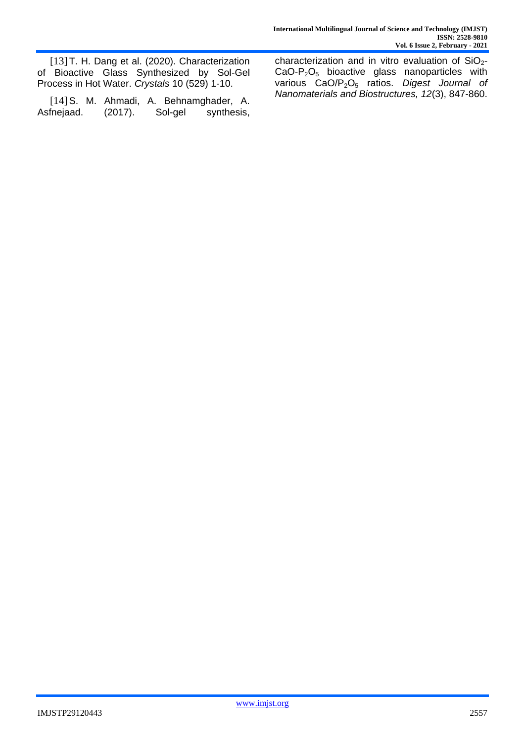[13] T. H. Dang et al. (2020). Characterization of Bioactive Glass Synthesized by Sol-Gel Process in Hot Water. *Crystals* 10 (529) 1-10.

[14] S. M. Ahmadi, A. Behnamghader, A. Asfnejaad. (2017). Sol-gel synthesis, characterization and in vitro evaluation of $SiO_2$-$CaO$-$P_2O_5$ bioactive glass nanoparticles with various $CaO/P_2O_5$ ratios. *Digest Journal of Nanomaterials and Biostructures, 12*(3), 847-860.